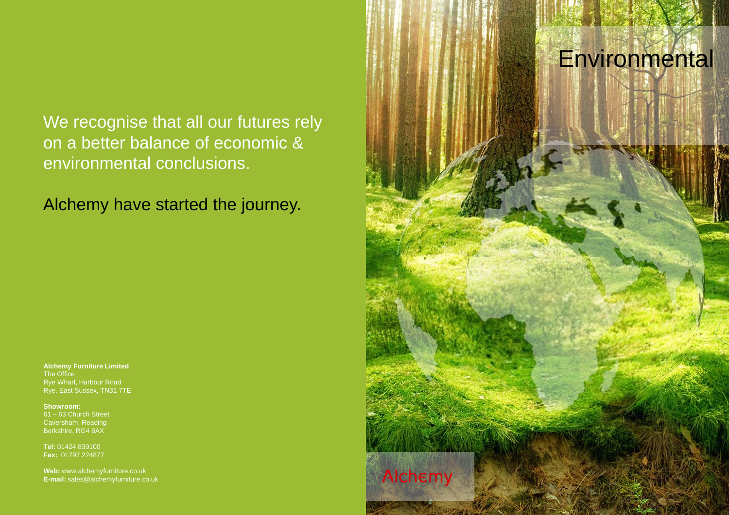# Environmental

We recognise that all our futures rely on a better balance of economic & environmental conclusions.

Alchemy have started the journey.

**Alchemy Furniture Limited**
The Office
Rye Wharf, Harbour Road
Rye, East Sussex, TN31 7TE

**Showroom:**
61 – 63 Church Street
Caversham, Reading
Berkshire, RG4 8AX

**Tel:** 01424 839100
**Fax:** 01797 224877

**Web:** www.alchemyfurniture.co.uk
**E-mail:** sales@alchemyfurniture.co.uk

Alchemy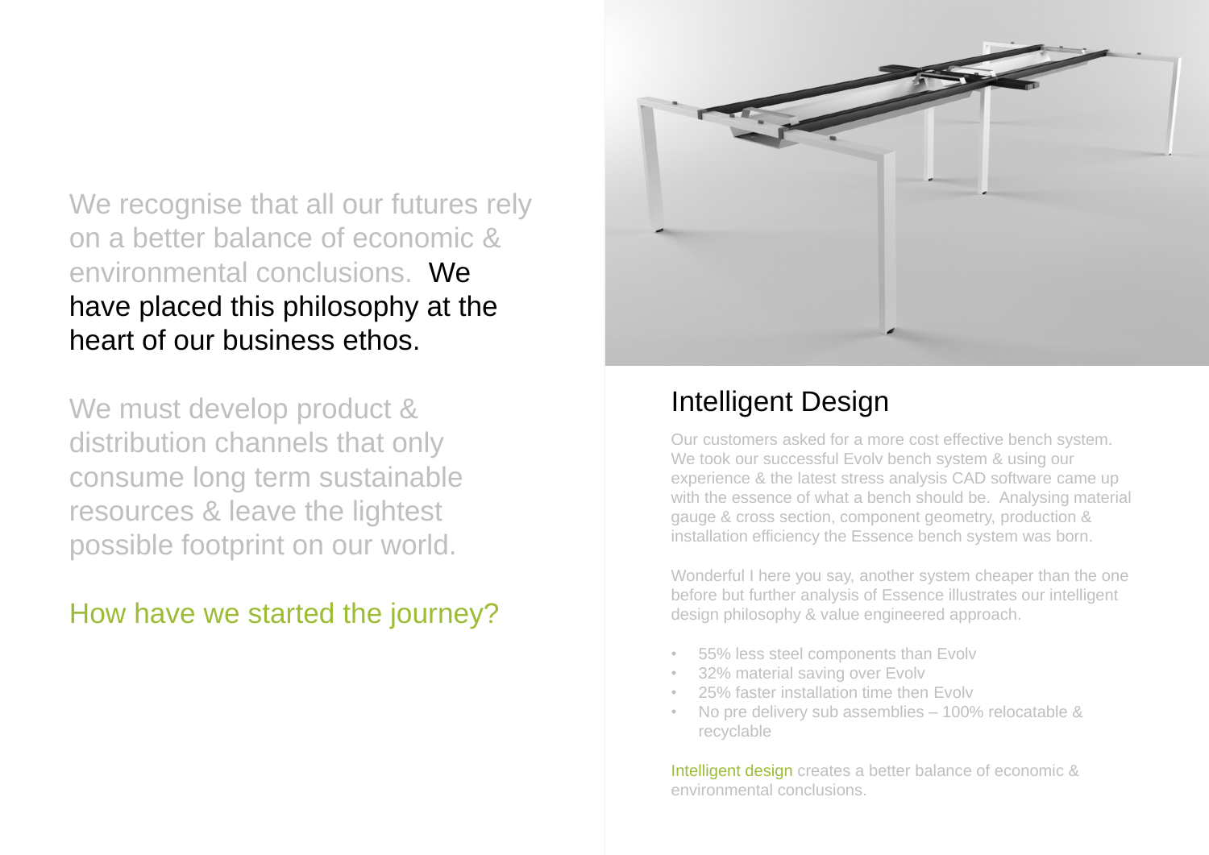We recognise that all our futures rely on a better balance of economic & environmental conclusions. We have placed this philosophy at the heart of our business ethos.

We must develop product & distribution channels that only consume long term sustainable resources & leave the lightest possible footprint on our world.

How have we started the journey?

## Intelligent Design

Our customers asked for a more cost effective bench system. We took our successful Evolv bench system & using our experience & the latest stress analysis CAD software came up with the essence of what a bench should be. Analysing material gauge & cross section, component geometry, production & installation efficiency the Essence bench system was born.

Wonderful I here you say, another system cheaper than the one before but further analysis of Essence illustrates our intelligent design philosophy & value engineered approach.

- 55% less steel components than Evolv
- 32% material saving over Evolv
- 25% faster installation time then Evolv
- No pre delivery sub assemblies – 100% relocatable & recyclable

Intelligent design creates a better balance of economic & environmental conclusions.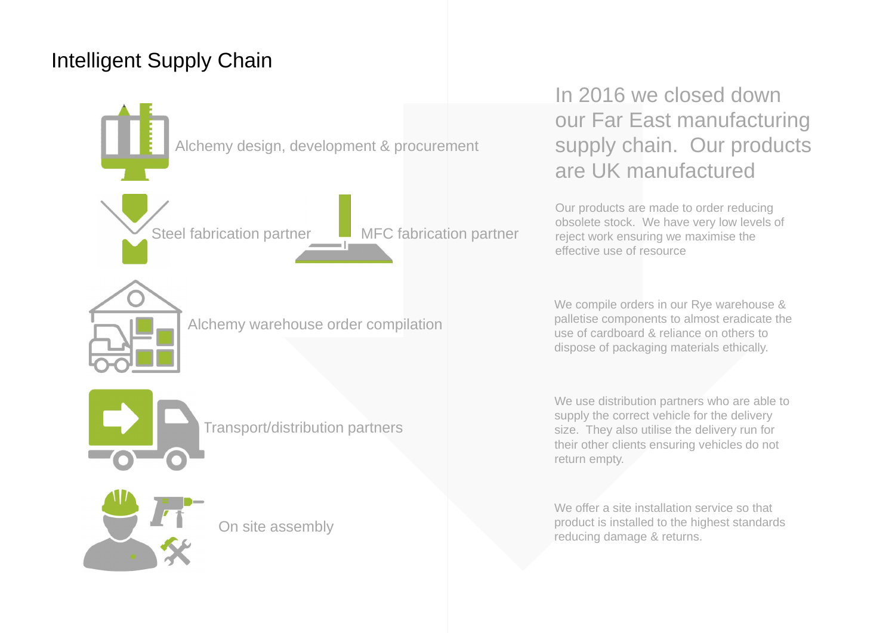# Intelligent Supply Chain

Alchemy design, development & procurement

Steel fabrication partner

MFC fabrication partner

Alchemy warehouse order compilation

Transport/distribution partners

On site assembly

## In 2016 we closed down our Far East manufacturing supply chain. Our products are UK manufactured

Our products are made to order reducing obsolete stock. We have very low levels of reject work ensuring we maximise the effective use of resource

We compile orders in our Rye warehouse & palletise components to almost eradicate the use of cardboard & reliance on others to dispose of packaging materials ethically.

We use distribution partners who are able to supply the correct vehicle for the delivery size. They also utilise the delivery run for their other clients ensuring vehicles do not return empty.

We offer a site installation service so that product is installed to the highest standards reducing damage & returns.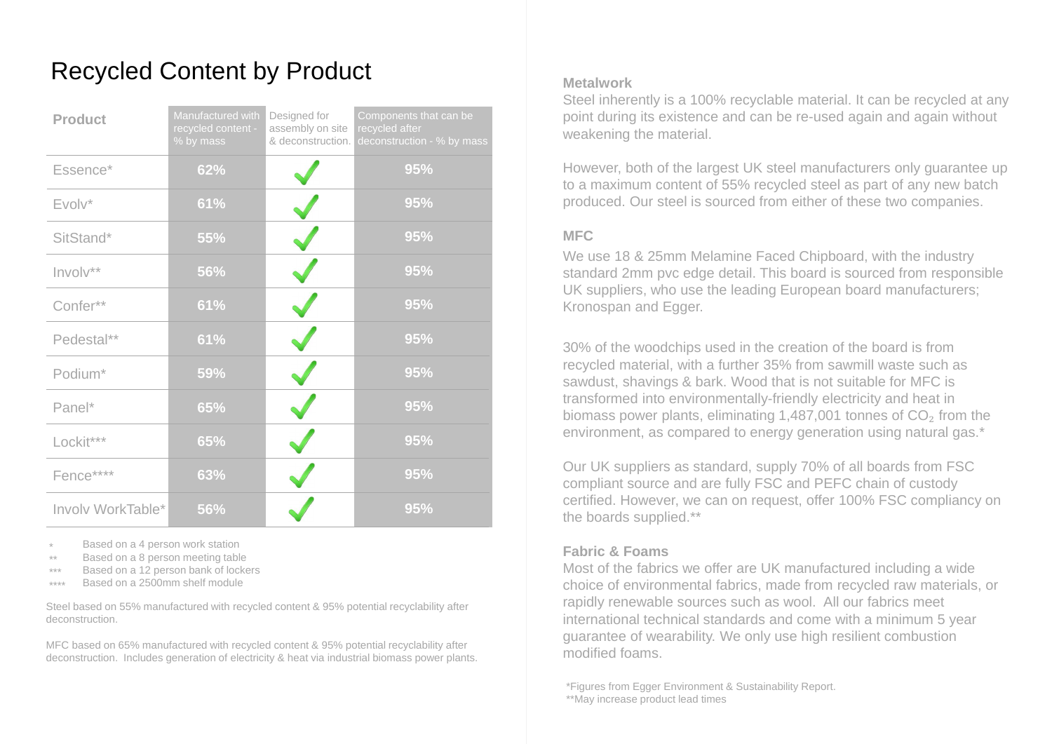# Recycled Content by Product

| Product | Manufactured with recycled content - % by mass | Designed for assembly on site & deconstruction. | Components that can be recycled after deconstruction - % by mass |
|---|---|---|---|
| Essence* | 62% | ✓ | 95% |
| Evolv* | 61% | ✓ | 95% |
| SitStand* | 55% | ✓ | 95% |
| Involv** | 56% | ✓ | 95% |
| Confer** | 61% | ✓ | 95% |
| Pedestal** | 61% | ✓ | 95% |
| Podium* | 59% | ✓ | 95% |
| Panel* | 65% | ✓ | 95% |
| Lockit*** | 65% | ✓ | 95% |
| Fence**** | 63% | ✓ | 95% |
| Involv WorkTable* | 56% | ✓ | 95% |

\* Based on a 4 person work station
** Based on a 8 person meeting table
*** Based on a 12 person bank of lockers
**** Based on a 2500mm shelf module

Steel based on 55% manufactured with recycled content & 95% potential recyclability after deconstruction.

MFC based on 65% manufactured with recycled content & 95% potential recyclability after deconstruction. Includes generation of electricity & heat via industrial biomass power plants.

**Metalwork**

Steel inherently is a 100% recyclable material. It can be recycled at any point during its existence and can be re-used again and again without weakening the material.

However, both of the largest UK steel manufacturers only guarantee up to a maximum content of 55% recycled steel as part of any new batch produced. Our steel is sourced from either of these two companies.

**MFC**

We use 18 & 25mm Melamine Faced Chipboard, with the industry standard 2mm pvc edge detail. This board is sourced from responsible UK suppliers, who use the leading European board manufacturers; Kronospan and Egger.

30% of the woodchips used in the creation of the board is from recycled material, with a further 35% from sawmill waste such as sawdust, shavings & bark. Wood that is not suitable for MFC is transformed into environmentally-friendly electricity and heat in biomass power plants, eliminating 1,487,001 tonnes of $CO_2$ from the environment, as compared to energy generation using natural gas.*

Our UK suppliers as standard, supply 70% of all boards from FSC compliant source and are fully FSC and PEFC chain of custody certified. However, we can on request, offer 100% FSC compliancy on the boards supplied.**

**Fabric & Foams**

Most of the fabrics we offer are UK manufactured including a wide choice of environmental fabrics, made from recycled raw materials, or rapidly renewable sources such as wool. All our fabrics meet international technical standards and come with a minimum 5 year guarantee of wearability. We only use high resilient combustion modified foams.

*Figures from Egger Environment & Sustainability Report.
**May increase product lead times